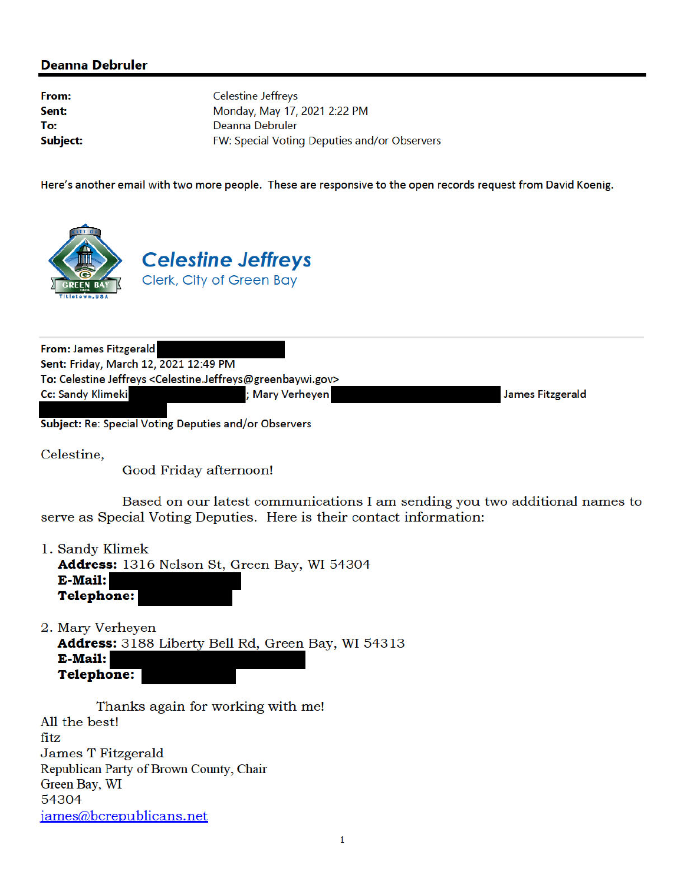## Deanna Debruler

| | |
|---|---|
| **From:** | Celestine Jeffreys |
| **Sent:** | Monday, May 17, 2021 2:22 PM |
| **To:** | Deanna Debruler |
| **Subject:** | FW: Special Voting Deputies and/or Observers |

Here's another email with two more people. These are responsive to the open records request from David Koenig.

**Celestine Jeffreys**
Clerk, City of Green Bay

---

**From:** James Fitzgerald
**Sent:** Friday, March 12, 2021 12:49 PM
**To:** Celestine Jeffreys <Celestine.Jeffreys@greenbaywi.gov>
**Cc:** Sandy Klimeki ; Mary Verheyen ; James Fitzgerald
**Subject:** Re: Special Voting Deputies and/or Observers

Celestine,

Good Friday afternoon!

Based on our latest communications I am sending you two additional names to serve as Special Voting Deputies. Here is their contact information:

1. Sandy Klimek
   **Address:** 1316 Nelson St, Green Bay, WI 54304
   **E-Mail:**
   **Telephone:**

2. Mary Verheyen
   **Address:** 3188 Liberty Bell Rd, Green Bay, WI 54313
   **E-Mail:**
   **Telephone:**

Thanks again for working with me!
All the best!
fitz
James T Fitzgerald
Republican Party of Brown County, Chair
Green Bay, WI
54304
james@bcrepublicans.net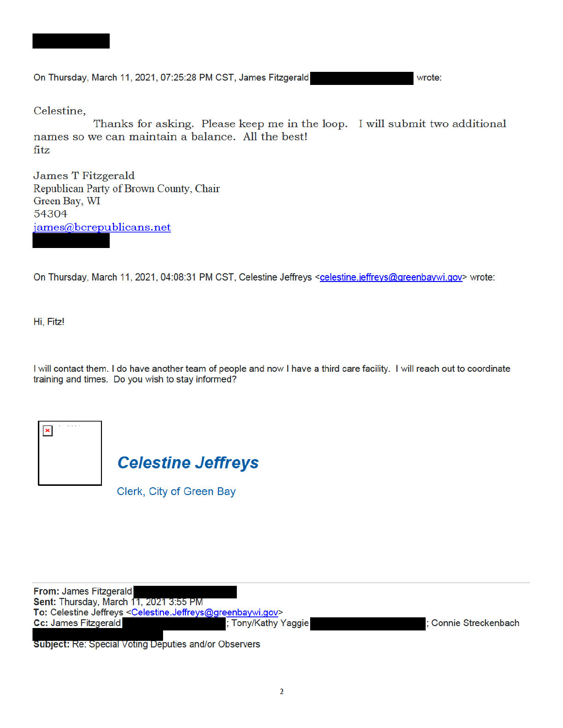On Thursday, March 11, 2021, 07:25:28 PM CST, James Fitzgerald wrote:

Celestine,

Thanks for asking. Please keep me in the loop. I will submit two additional names so we can maintain a balance. All the best!
fitz

James T Fitzgerald
Republican Party of Brown County, Chair
Green Bay, WI
54304
james@bcrepublicans.net

On Thursday, March 11, 2021, 04:08:31 PM CST, Celestine Jeffreys <celestine.jeffreys@greenbaywi.gov> wrote:

Hi, Fitz!

I will contact them. I do have another team of people and now I have a third care facility. I will reach out to coordinate training and times. Do you wish to stay informed?

***Celestine Jeffreys***

Clerk, City of Green Bay

---

**From:** James Fitzgerald
**Sent:** Thursday, March 11, 2021 3:55 PM
**To:** Celestine Jeffreys <Celestine.Jeffreys@greenbaywi.gov>
**Cc:** James Fitzgerald ; Tony/Kathy Yaggie ; Connie Streckenbach
**Subject:** Re: Special Voting Deputies and/or Observers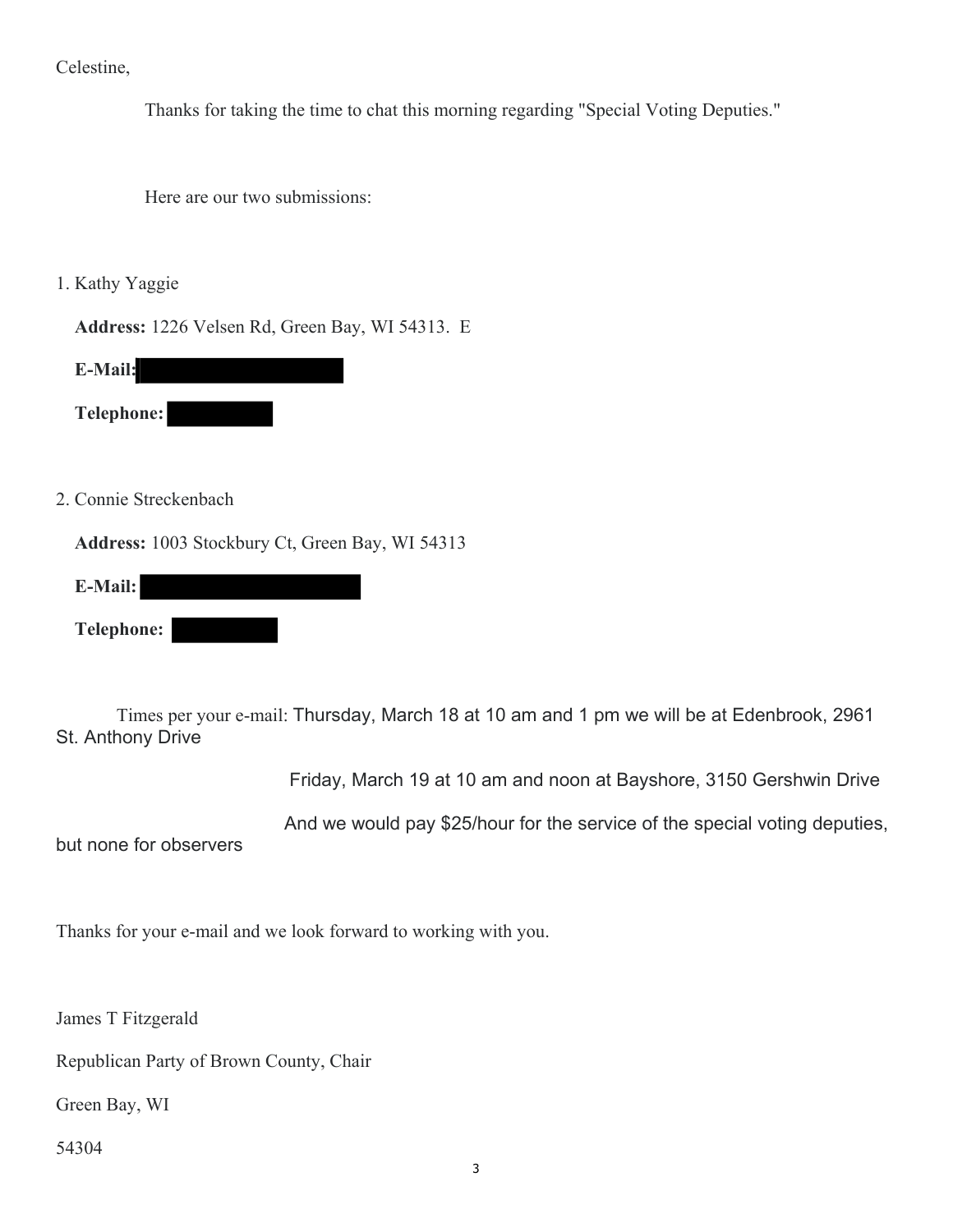Celestine,

Thanks for taking the time to chat this morning regarding "Special Voting Deputies."

Here are our two submissions:

1. Kathy Yaggie

   **Address:** 1226 Velsen Rd, Green Bay, WI 54313.  E

   **E-Mail:** [REDACTED]

   **Telephone:** [REDACTED]

2. Connie Streckenbach

   **Address:** 1003 Stockbury Ct, Green Bay, WI 54313

   **E-Mail:** [REDACTED]

   **Telephone:** [REDACTED]

Times per your e-mail: Thursday, March 18 at 10 am and 1 pm we will be at Edenbrook, 2961 St. Anthony Drive

Friday, March 19 at 10 am and noon at Bayshore, 3150 Gershwin Drive

And we would pay $25/hour for the service of the special voting deputies, but none for observers

Thanks for your e-mail and we look forward to working with you.

James T Fitzgerald

Republican Party of Brown County, Chair

Green Bay, WI

54304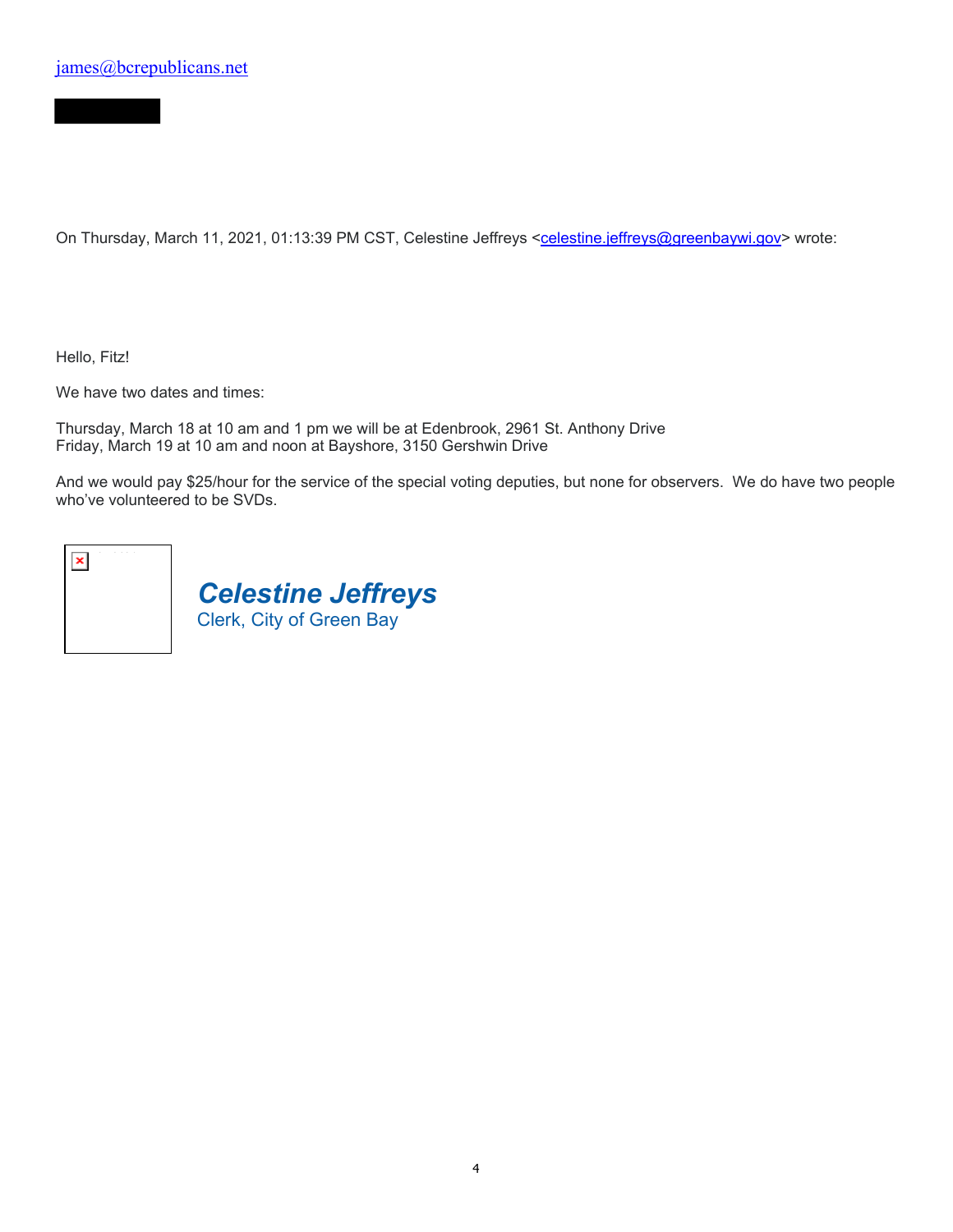james@bcrepublicans.net

On Thursday, March 11, 2021, 01:13:39 PM CST, Celestine Jeffreys <celestine.jeffreys@greenbaywi.gov> wrote:

Hello, Fitz!

We have two dates and times:

Thursday, March 18 at 10 am and 1 pm we will be at Edenbrook, 2961 St. Anthony Drive
Friday, March 19 at 10 am and noon at Bayshore, 3150 Gershwin Drive

And we would pay $25/hour for the service of the special voting deputies, but none for observers. We do have two people who've volunteered to be SVDs.

***Celestine Jeffreys***
Clerk, City of Green Bay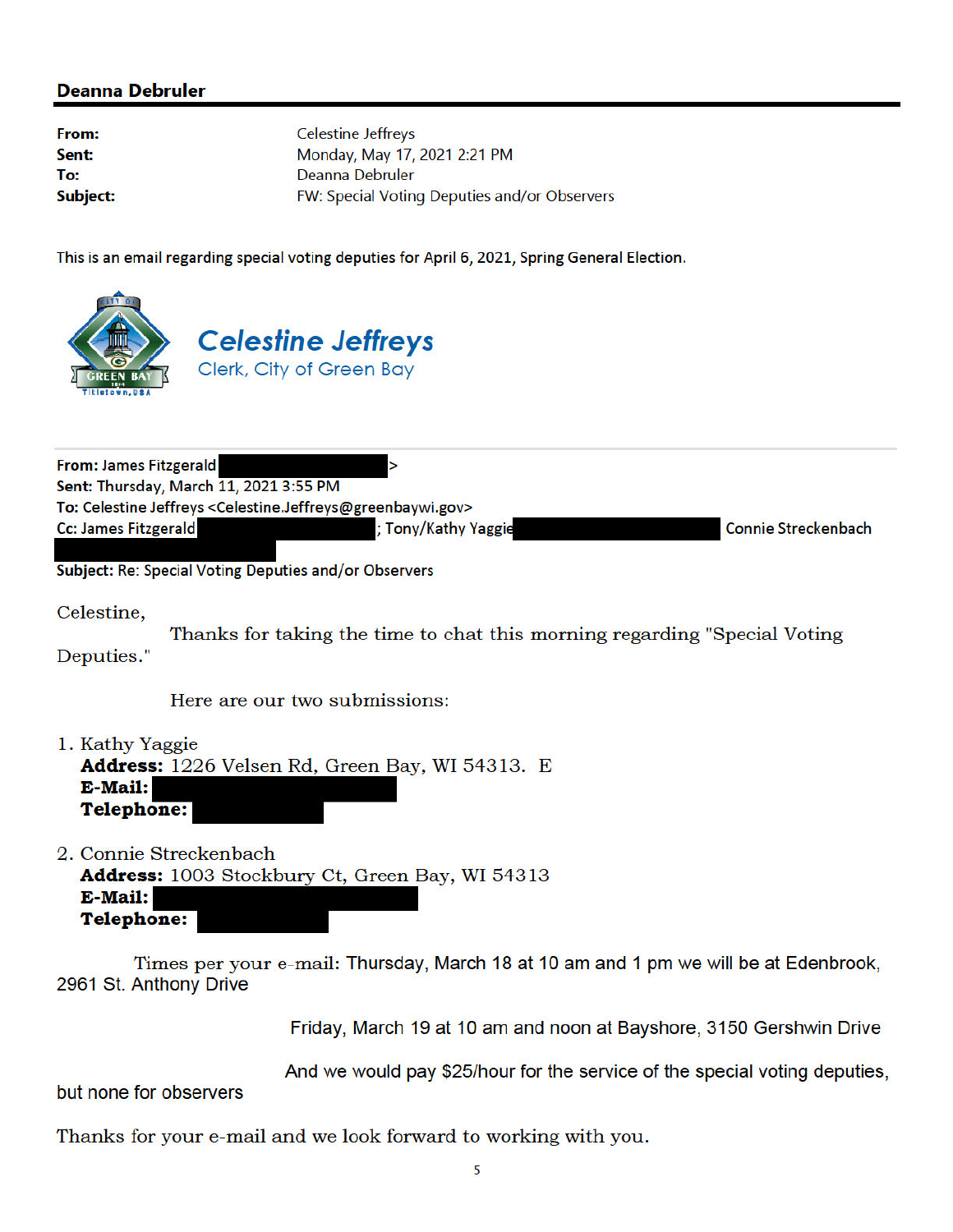## Deanna Debruler

**From:** Celestine Jeffreys
**Sent:** Monday, May 17, 2021 2:21 PM
**To:** Deanna Debruler
**Subject:** FW: Special Voting Deputies and/or Observers

This is an email regarding special voting deputies for April 6, 2021, Spring General Election.

*Celestine Jeffreys*
Clerk, City of Green Bay

---

**From:** James Fitzgerald [redacted]>
**Sent:** Thursday, March 11, 2021 3:55 PM
**To:** Celestine Jeffreys <Celestine.Jeffreys@greenbaywi.gov>
**Cc:** James Fitzgerald [redacted]; Tony/Kathy Yaggie [redacted] Connie Streckenbach [redacted]
**Subject:** Re: Special Voting Deputies and/or Observers

Celestine,

Thanks for taking the time to chat this morning regarding "Special Voting Deputies."

Here are our two submissions:

1. Kathy Yaggie
   **Address:** 1226 Velsen Rd, Green Bay, WI 54313. E
   **E-Mail:** [redacted]
   **Telephone:** [redacted]

2. Connie Streckenbach
   **Address:** 1003 Stockbury Ct, Green Bay, WI 54313
   **E-Mail:** [redacted]
   **Telephone:** [redacted]

Times per your e-mail: Thursday, March 18 at 10 am and 1 pm we will be at Edenbrook, 2961 St. Anthony Drive

Friday, March 19 at 10 am and noon at Bayshore, 3150 Gershwin Drive

And we would pay $25/hour for the service of the special voting deputies, but none for observers

Thanks for your e-mail and we look forward to working with you.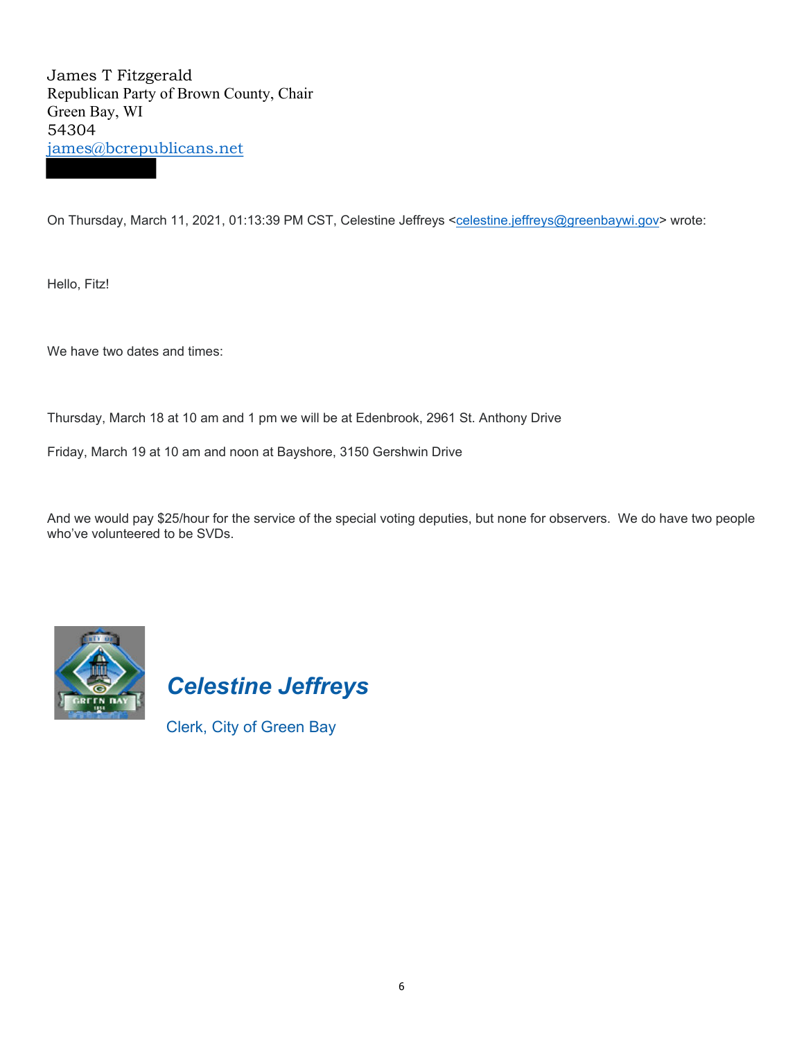James T Fitzgerald
Republican Party of Brown County, Chair
Green Bay, WI
54304
james@bcrepublicans.net

On Thursday, March 11, 2021, 01:13:39 PM CST, Celestine Jeffreys <celestine.jeffreys@greenbaywi.gov> wrote:

Hello, Fitz!

We have two dates and times:

Thursday, March 18 at 10 am and 1 pm we will be at Edenbrook, 2961 St. Anthony Drive

Friday, March 19 at 10 am and noon at Bayshore, 3150 Gershwin Drive

And we would pay $25/hour for the service of the special voting deputies, but none for observers. We do have two people who've volunteered to be SVDs.

***Celestine Jeffreys***

Clerk, City of Green Bay